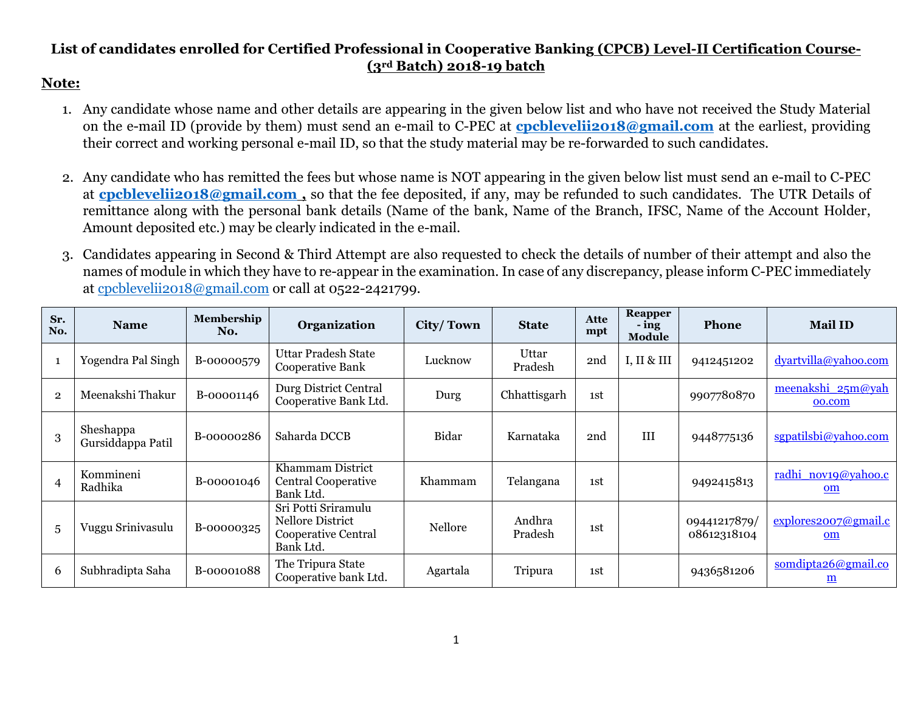**List of candidates enrolled for Certified Professional in Cooperative Banking (CPCB) Level-II Certification Course- (3rd Batch) 2018-19 batch**

**Note:**

1. Any candidate whose name and other details are appearing in the given below list and who have not received the Study Material on the e-mail ID (provide by them) must send an e-mail to C-PEC at **cpcbleveliii2018@gmail.com** at the earliest, providing their correct and working personal e-mail ID, so that the study material may be re-forwarded to such candidates.

2. Any candidate who has remitted the fees but whose name is NOT appearing in the given below list must send an e-mail to C-PEC at **cpcbleveliii2018@gmail.com ,** so that the fee deposited, if any, may be refunded to such candidates. The UTR Details of remittance along with the personal bank details (Name of the bank, Name of the Branch, IFSC, Name of the Account Holder, Amount deposited etc.) may be clearly indicated in the e-mail.

3. Candidates appearing in Second & Third Attempt are also requested to check the details of number of their attempt and also the names of module in which they have to re-appear in the examination. In case of any discrepancy, please inform C-PEC immediately at cpcbleveliii2018@gmail.com or call at 0522-2421799.

| Sr. No. | Name | Membership No. | Organization | City/ Town | State | Attempt | Reapper-ing Module | Phone | Mail ID |
|---|---|---|---|---|---|---|---|---|---|
| 1 | Yogendra Pal Singh | B-00000579 | Uttar Pradesh State Cooperative Bank | Lucknow | Uttar Pradesh | 2nd | I, II & III | 9412451202 | dyartvilla@yahoo.com |
| 2 | Meenakshi Thakur | B-00001146 | Durg District Central Cooperative Bank Ltd. | Durg | Chhattisgarh | 1st | | 9907780870 | meenakshi_25m@yahoo.com |
| 3 | Sheshappa Gursiddappa Patil | B-00000286 | Saharda DCCB | Bidar | Karnataka | 2nd | III | 9448775136 | sgpatilsbi@yahoo.com |
| 4 | Kommineni Radhika | B-00001046 | Khammam District Central Cooperative Bank Ltd. | Khammam | Telangana | 1st | | 9492415813 | radhi_nov19@yahoo.com |
| 5 | Vuggu Srinivasulu | B-00000325 | Sri Potti Sriramulu Nellore District Cooperative Central Bank Ltd. | Nellore | Andhra Pradesh | 1st | | 09441217879/ 08612318104 | explores2007@gmail.com |
| 6 | Subhradipta Saha | B-00001088 | The Tripura State Cooperative bank Ltd. | Agartala | Tripura | 1st | | 9436581206 | somdipta26@gmail.com |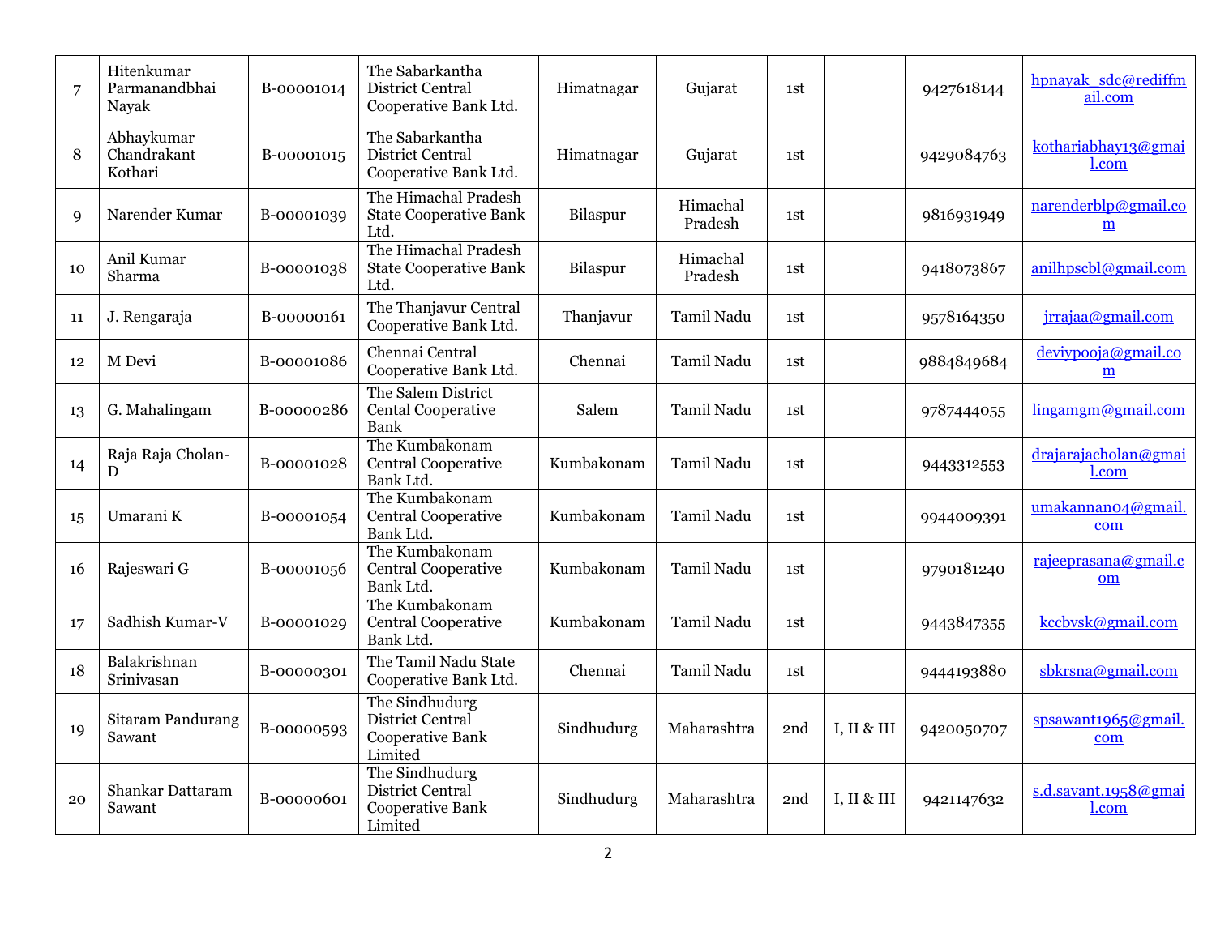| 7 | Hitenkumar Parmanandbhai Nayak | B-00001014 | The Sabarkantha District Central Cooperative Bank Ltd. | Himatnagar | Gujarat | 1st | | 9427618144 | hpnayak_sdc@rediffmail.com |
|---|---|---|---|---|---|---|---|---|---|
| 8 | Abhaykumar Chandrakant Kothari | B-00001015 | The Sabarkantha District Central Cooperative Bank Ltd. | Himatnagar | Gujarat | 1st | | 9429084763 | kothariabhay13@gmail.com |
| 9 | Narender Kumar | B-00001039 | The Himachal Pradesh State Cooperative Bank Ltd. | Bilaspur | Himachal Pradesh | 1st | | 9816931949 | narenderblp@gmail.com |
| 10 | Anil Kumar Sharma | B-00001038 | The Himachal Pradesh State Cooperative Bank Ltd. | Bilaspur | Himachal Pradesh | 1st | | 9418073867 | anilhpscbl@gmail.com |
| 11 | J. Rengaraja | B-00000161 | The Thanjavur Central Cooperative Bank Ltd. | Thanjavur | Tamil Nadu | 1st | | 9578164350 | jrrajaa@gmail.com |
| 12 | M Devi | B-00001086 | Chennai Central Cooperative Bank Ltd. | Chennai | Tamil Nadu | 1st | | 9884849684 | deviypooja@gmail.com |
| 13 | G. Mahalingam | B-00000286 | The Salem District Cental Cooperative Bank | Salem | Tamil Nadu | 1st | | 9787444055 | lingamgm@gmail.com |
| 14 | Raja Raja Cholan-D | B-00001028 | The Kumbakonam Central Cooperative Bank Ltd. | Kumbakonam | Tamil Nadu | 1st | | 9443312553 | drajarajacholan@gmail.com |
| 15 | Umarani K | B-00001054 | The Kumbakonam Central Cooperative Bank Ltd. | Kumbakonam | Tamil Nadu | 1st | | 9944009391 | umakannan04@gmail.com |
| 16 | Rajeswari G | B-00001056 | The Kumbakonam Central Cooperative Bank Ltd. | Kumbakonam | Tamil Nadu | 1st | | 9790181240 | rajeeprasana@gmail.com |
| 17 | Sadhish Kumar-V | B-00001029 | The Kumbakonam Central Cooperative Bank Ltd. | Kumbakonam | Tamil Nadu | 1st | | 9443847355 | kccbvsk@gmail.com |
| 18 | Balakrishnan Srinivasan | B-00000301 | The Tamil Nadu State Cooperative Bank Ltd. | Chennai | Tamil Nadu | 1st | | 9444193880 | sbkrsna@gmail.com |
| 19 | Sitaram Pandurang Sawant | B-00000593 | The Sindhudurg District Central Cooperative Bank Limited | Sindhudurg | Maharashtra | 2nd | I, II & III | 9420050707 | spsawant1965@gmail.com |
| 20 | Shankar Dattaram Sawant | B-00000601 | The Sindhudurg District Central Cooperative Bank Limited | Sindhudurg | Maharashtra | 2nd | I, II & III | 9421147632 | s.d.savant.1958@gmail.com |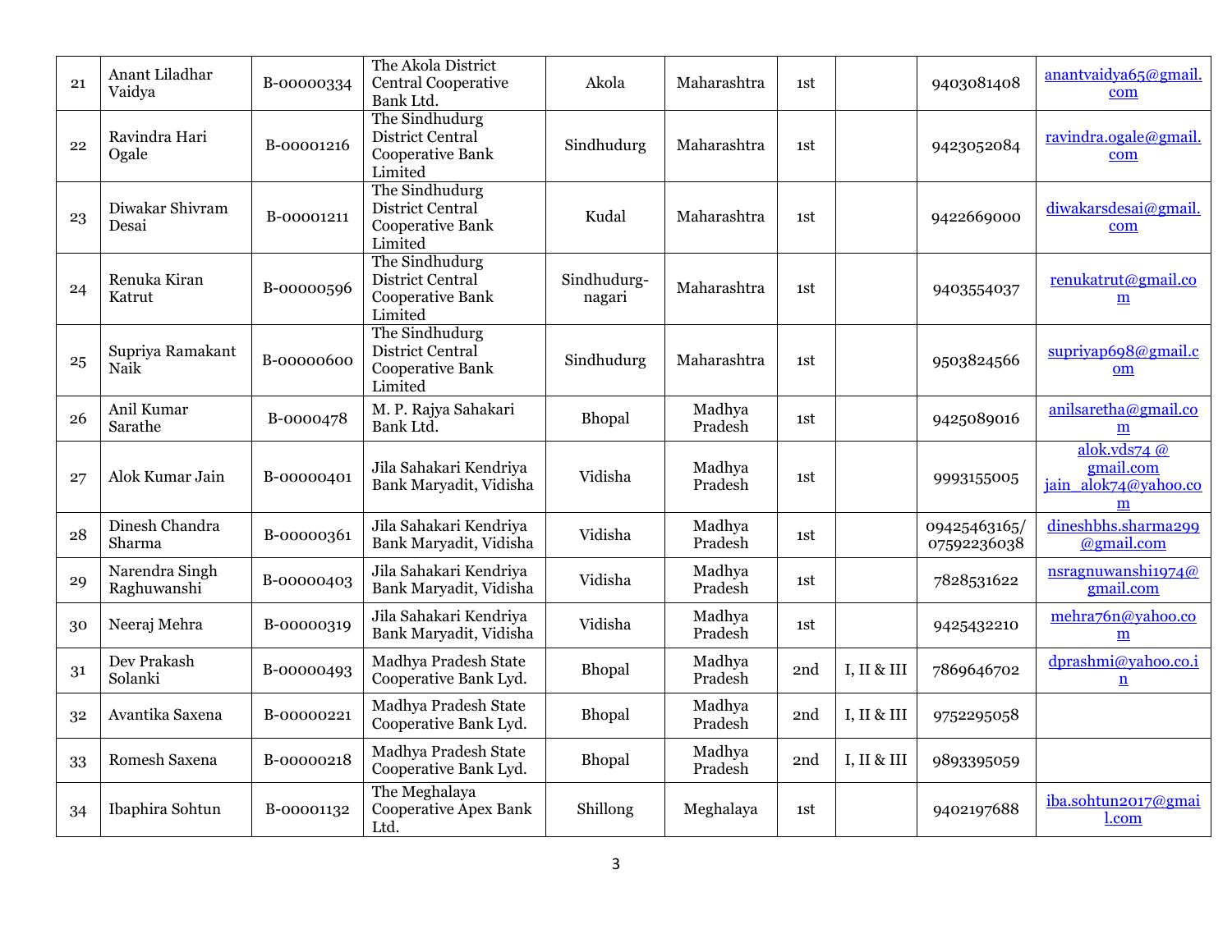| 21 | Anant Liladhar Vaidya | B-00000334 | The Akola District Central Cooperative Bank Ltd. | Akola | Maharashtra | 1st | | 9403081408 | anantvaidya65@gmail.com |
|---|---|---|---|---|---|---|---|---|---|
| 22 | Ravindra Hari Ogale | B-00001216 | The Sindhudurg District Central Cooperative Bank Limited | Sindhudurg | Maharashtra | 1st | | 9423052084 | ravindra.ogale@gmail.com |
| 23 | Diwakar Shivram Desai | B-00001211 | The Sindhudurg District Central Cooperative Bank Limited | Kudal | Maharashtra | 1st | | 9422669000 | diwakarsdesai@gmail.com |
| 24 | Renuka Kiran Katrut | B-00000596 | The Sindhudurg District Central Cooperative Bank Limited | Sindhudurg-nagari | Maharashtra | 1st | | 9403554037 | renukatrut@gmail.com |
| 25 | Supriya Ramakant Naik | B-00000600 | The Sindhudurg District Central Cooperative Bank Limited | Sindhudurg | Maharashtra | 1st | | 9503824566 | supriyap698@gmail.com |
| 26 | Anil Kumar Sarathe | B-0000478 | M. P. Rajya Sahakari Bank Ltd. | Bhopal | Madhya Pradesh | 1st | | 9425089016 | anilsaretha@gmail.com |
| 27 | Alok Kumar Jain | B-00000401 | Jila Sahakari Kendriya Bank Maryadit, Vidisha | Vidisha | Madhya Pradesh | 1st | | 9993155005 | alok.vds74 @ gmail.com jain_alok74@yahoo.com |
| 28 | Dinesh Chandra Sharma | B-00000361 | Jila Sahakari Kendriya Bank Maryadit, Vidisha | Vidisha | Madhya Pradesh | 1st | | 09425463165/ 07592236038 | dineshbhs.sharma299@gmail.com |
| 29 | Narendra Singh Raghuwanshi | B-00000403 | Jila Sahakari Kendriya Bank Maryadit, Vidisha | Vidisha | Madhya Pradesh | 1st | | 7828531622 | nsragnuwanshi1974@gmail.com |
| 30 | Neeraj Mehra | B-00000319 | Jila Sahakari Kendriya Bank Maryadit, Vidisha | Vidisha | Madhya Pradesh | 1st | | 9425432210 | mehra76n@yahoo.com |
| 31 | Dev Prakash Solanki | B-00000493 | Madhya Pradesh State Cooperative Bank Lyd. | Bhopal | Madhya Pradesh | 2nd | I, II & III | 7869646702 | dprashmi@yahoo.co.in |
| 32 | Avantika Saxena | B-00000221 | Madhya Pradesh State Cooperative Bank Lyd. | Bhopal | Madhya Pradesh | 2nd | I, II & III | 9752295058 | |
| 33 | Romesh Saxena | B-00000218 | Madhya Pradesh State Cooperative Bank Lyd. | Bhopal | Madhya Pradesh | 2nd | I, II & III | 9893395059 | |
| 34 | Ibaphira Sohtun | B-00001132 | The Meghalaya Cooperative Apex Bank Ltd. | Shillong | Meghalaya | 1st | | 9402197688 | iba.sohtun2017@gmail.com |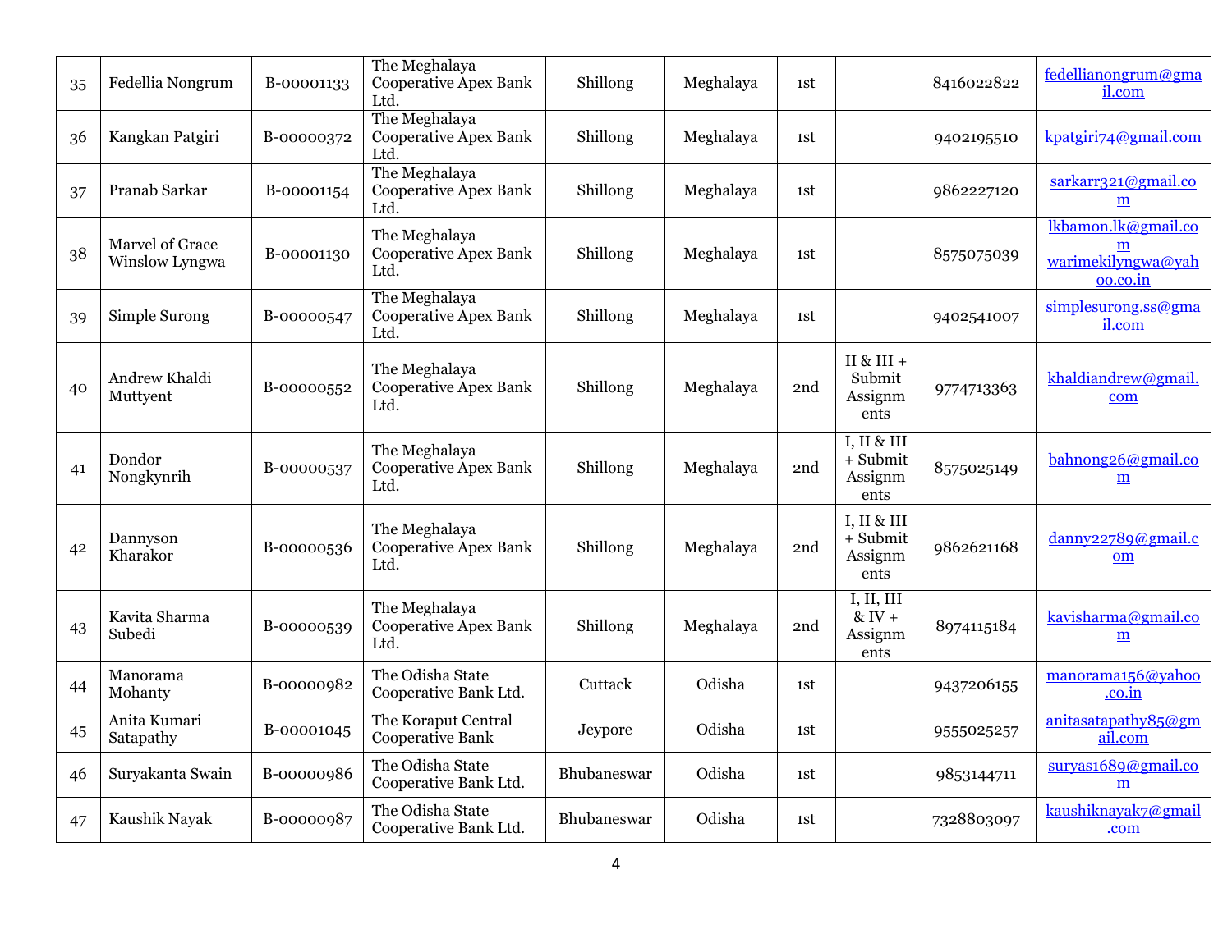| 35 | Fedellia Nongrum | B-00001133 | The Meghalaya Cooperative Apex Bank Ltd. | Shillong | Meghalaya | 1st | | 8416022822 | fedellianongrum@gmail.com |
|---|---|---|---|---|---|---|---|---|---|
| 36 | Kangkan Patgiri | B-00000372 | The Meghalaya Cooperative Apex Bank Ltd. | Shillong | Meghalaya | 1st | | 9402195510 | kpatgiri74@gmail.com |
| 37 | Pranab Sarkar | B-00001154 | The Meghalaya Cooperative Apex Bank Ltd. | Shillong | Meghalaya | 1st | | 9862227120 | sarkarr321@gmail.com |
| 38 | Marvel of Grace Winslow Lyngwa | B-00001130 | The Meghalaya Cooperative Apex Bank Ltd. | Shillong | Meghalaya | 1st | | 8575075039 | lkbamon.lk@gmail.com warimekilyngwa@yahoo.co.in |
| 39 | Simple Surong | B-00000547 | The Meghalaya Cooperative Apex Bank Ltd. | Shillong | Meghalaya | 1st | | 9402541007 | simplesurong.ss@gmail.com |
| 40 | Andrew Khaldi Muttyent | B-00000552 | The Meghalaya Cooperative Apex Bank Ltd. | Shillong | Meghalaya | 2nd | II & III + Submit Assignments | 9774713363 | khaldiandrew@gmail.com |
| 41 | Dondor Nongkynrih | B-00000537 | The Meghalaya Cooperative Apex Bank Ltd. | Shillong | Meghalaya | 2nd | I, II & III + Submit Assignments | 8575025149 | bahnong26@gmail.com |
| 42 | Dannyson Kharakor | B-00000536 | The Meghalaya Cooperative Apex Bank Ltd. | Shillong | Meghalaya | 2nd | I, II & III + Submit Assignments | 9862621168 | danny22789@gmail.com |
| 43 | Kavita Sharma Subedi | B-00000539 | The Meghalaya Cooperative Apex Bank Ltd. | Shillong | Meghalaya | 2nd | I, II, III & IV + Assignments | 8974115184 | kavisharma@gmail.com |
| 44 | Manorama Mohanty | B-00000982 | The Odisha State Cooperative Bank Ltd. | Cuttack | Odisha | 1st | | 9437206155 | manorama156@yahoo.co.in |
| 45 | Anita Kumari Satapathy | B-00001045 | The Koraput Central Cooperative Bank | Jeypore | Odisha | 1st | | 9555025257 | anitasatapathy85@gmail.com |
| 46 | Suryakanta Swain | B-00000986 | The Odisha State Cooperative Bank Ltd. | Bhubaneswar | Odisha | 1st | | 9853144711 | suryas1689@gmail.com |
| 47 | Kaushik Nayak | B-00000987 | The Odisha State Cooperative Bank Ltd. | Bhubaneswar | Odisha | 1st | | 7328803097 | kaushiknayak7@gmail.com |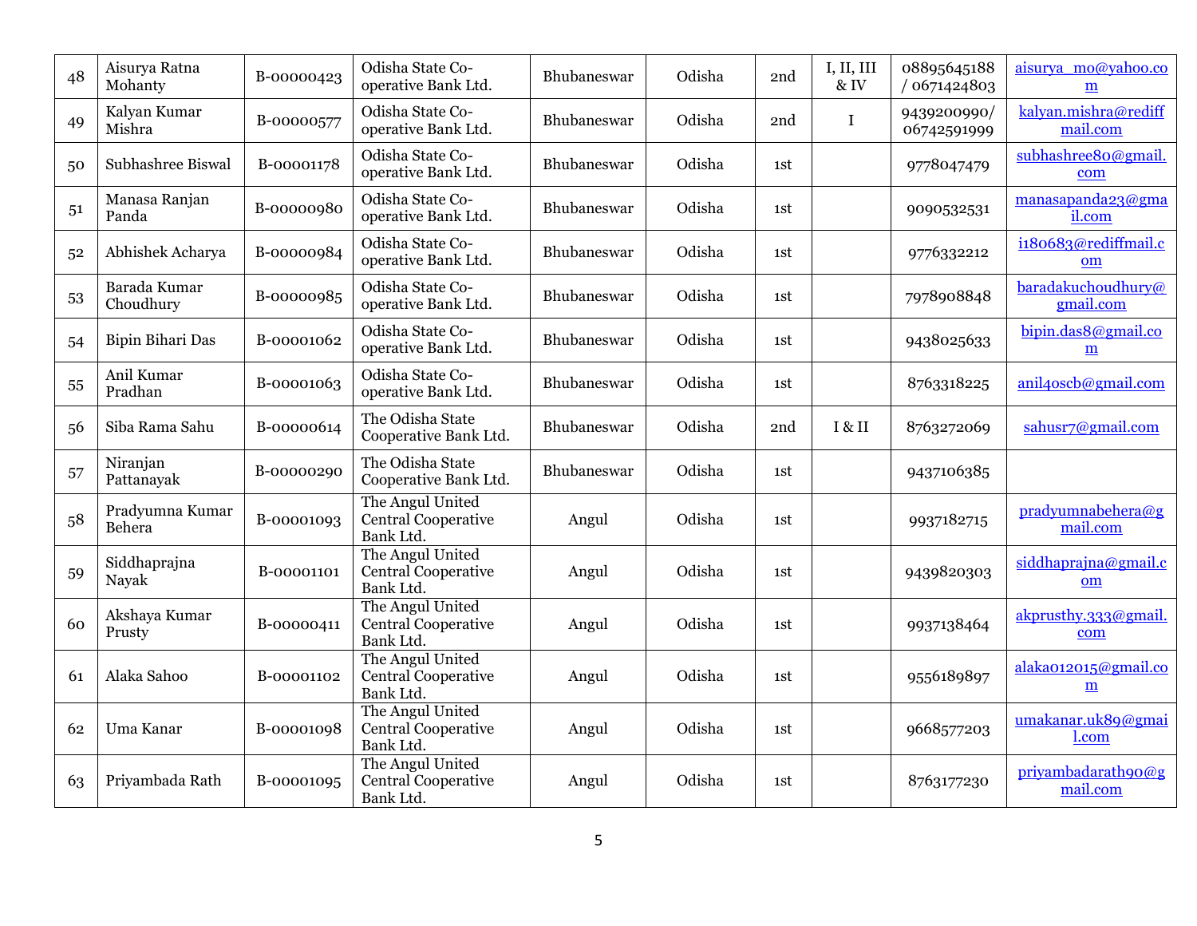| 48 | Aisurya Ratna Mohanty | B-00000423 | Odisha State Co-operative Bank Ltd. | Bhubaneswar | Odisha | 2nd | I, II, III & IV | 08895645188 / 0671424803 | aisurya_mo@yahoo.com |
|---|---|---|---|---|---|---|---|---|---|
| 49 | Kalyan Kumar Mishra | B-00000577 | Odisha State Co-operative Bank Ltd. | Bhubaneswar | Odisha | 2nd | I | 9439200990/ 06742591999 | kalyan.mishra@rediffmail.com |
| 50 | Subhashree Biswal | B-00001178 | Odisha State Co-operative Bank Ltd. | Bhubaneswar | Odisha | 1st | | 9778047479 | subhashree80@gmail.com |
| 51 | Manasa Ranjan Panda | B-00000980 | Odisha State Co-operative Bank Ltd. | Bhubaneswar | Odisha | 1st | | 9090532531 | manasapanda23@gmail.com |
| 52 | Abhishek Acharya | B-00000984 | Odisha State Co-operative Bank Ltd. | Bhubaneswar | Odisha | 1st | | 9776332212 | i180683@rediffmail.com |
| 53 | Barada Kumar Choudhury | B-00000985 | Odisha State Co-operative Bank Ltd. | Bhubaneswar | Odisha | 1st | | 7978908848 | baradakuchoudhury@gmail.com |
| 54 | Bipin Bihari Das | B-00001062 | Odisha State Co-operative Bank Ltd. | Bhubaneswar | Odisha | 1st | | 9438025633 | bipin.das8@gmail.com |
| 55 | Anil Kumar Pradhan | B-00001063 | Odisha State Co-operative Bank Ltd. | Bhubaneswar | Odisha | 1st | | 8763318225 | anil4oscb@gmail.com |
| 56 | Siba Rama Sahu | B-00000614 | The Odisha State Cooperative Bank Ltd. | Bhubaneswar | Odisha | 2nd | I & II | 8763272069 | sahusr7@gmail.com |
| 57 | Niranjan Pattanayak | B-00000290 | The Odisha State Cooperative Bank Ltd. | Bhubaneswar | Odisha | 1st | | 9437106385 | |
| 58 | Pradyumna Kumar Behera | B-00001093 | The Angul United Central Cooperative Bank Ltd. | Angul | Odisha | 1st | | 9937182715 | pradyumnabehera@gmail.com |
| 59 | Siddhaprajna Nayak | B-00001101 | The Angul United Central Cooperative Bank Ltd. | Angul | Odisha | 1st | | 9439820303 | siddhaprajna@gmail.com |
| 60 | Akshaya Kumar Prusty | B-00000411 | The Angul United Central Cooperative Bank Ltd. | Angul | Odisha | 1st | | 9937138464 | akprusthy.333@gmail.com |
| 61 | Alaka Sahoo | B-00001102 | The Angul United Central Cooperative Bank Ltd. | Angul | Odisha | 1st | | 9556189897 | alaka012015@gmail.com |
| 62 | Uma Kanar | B-00001098 | The Angul United Central Cooperative Bank Ltd. | Angul | Odisha | 1st | | 9668577203 | umakanar.uk89@gmail.com |
| 63 | Priyambada Rath | B-00001095 | The Angul United Central Cooperative Bank Ltd. | Angul | Odisha | 1st | | 8763177230 | priyambadarath90@gmail.com |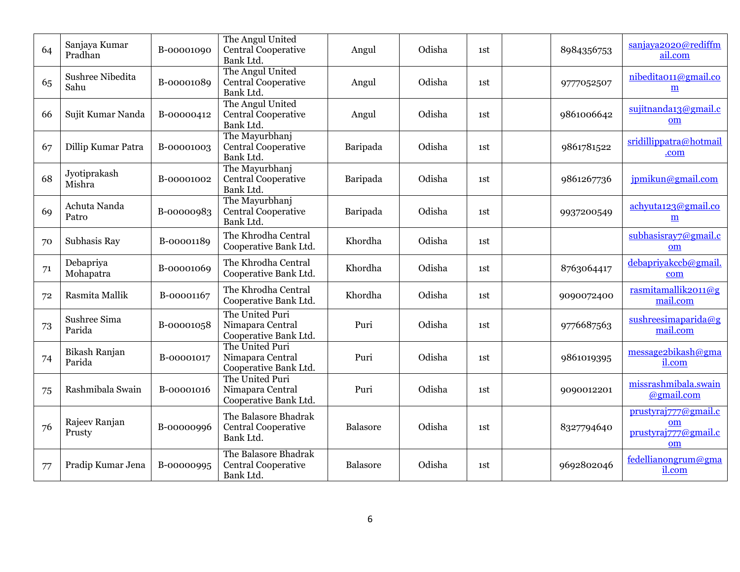| 64 | Sanjaya Kumar Pradhan | B-00001090 | The Angul United Central Cooperative Bank Ltd. | Angul | Odisha | 1st | | 8984356753 | sanjaya2020@rediffmail.com |
|---|---|---|---|---|---|---|---|---|---|
| 65 | Sushree Nibedita Sahu | B-00001089 | The Angul United Central Cooperative Bank Ltd. | Angul | Odisha | 1st | | 9777052507 | nibedita011@gmail.com |
| 66 | Sujit Kumar Nanda | B-00000412 | The Angul United Central Cooperative Bank Ltd. | Angul | Odisha | 1st | | 9861006642 | sujitnanda13@gmail.com |
| 67 | Dillip Kumar Patra | B-00001003 | The Mayurbhanj Central Cooperative Bank Ltd. | Baripada | Odisha | 1st | | 9861781522 | sridillippatra@hotmail.com |
| 68 | Jyotiprakash Mishra | B-00001002 | The Mayurbhanj Central Cooperative Bank Ltd. | Baripada | Odisha | 1st | | 9861267736 | jpmikun@gmail.com |
| 69 | Achuta Nanda Patro | B-00000983 | The Mayurbhanj Central Cooperative Bank Ltd. | Baripada | Odisha | 1st | | 9937200549 | achyuta123@gmail.com |
| 70 | Subhasis Ray | B-00001189 | The Khrodha Central Cooperative Bank Ltd. | Khordha | Odisha | 1st | | | subhasisray7@gmail.com |
| 71 | Debapriya Mohapatra | B-00001069 | The Khrodha Central Cooperative Bank Ltd. | Khordha | Odisha | 1st | | 8763064417 | debapriyakccb@gmail.com |
| 72 | Rasmita Mallik | B-00001167 | The Khrodha Central Cooperative Bank Ltd. | Khordha | Odisha | 1st | | 9090072400 | rasmitamallik2011@gmail.com |
| 73 | Sushree Sima Parida | B-00001058 | The United Puri Nimapara Central Cooperative Bank Ltd. | Puri | Odisha | 1st | | 9776687563 | sushreesimaparida@gmail.com |
| 74 | Bikash Ranjan Parida | B-00001017 | The United Puri Nimapara Central Cooperative Bank Ltd. | Puri | Odisha | 1st | | 9861019395 | message2bikash@gmail.com |
| 75 | Rashmibala Swain | B-00001016 | The United Puri Nimapara Central Cooperative Bank Ltd. | Puri | Odisha | 1st | | 9090012201 | missrashmibala.swain@gmail.com |
| 76 | Rajeev Ranjan Prusty | B-00000996 | The Balasore Bhadrak Central Cooperative Bank Ltd. | Balasore | Odisha | 1st | | 8327794640 | prustyraj777@gmail.com prustyraj777@gmail.com |
| 77 | Pradip Kumar Jena | B-00000995 | The Balasore Bhadrak Central Cooperative Bank Ltd. | Balasore | Odisha | 1st | | 9692802046 | fedellianongrum@gmail.com |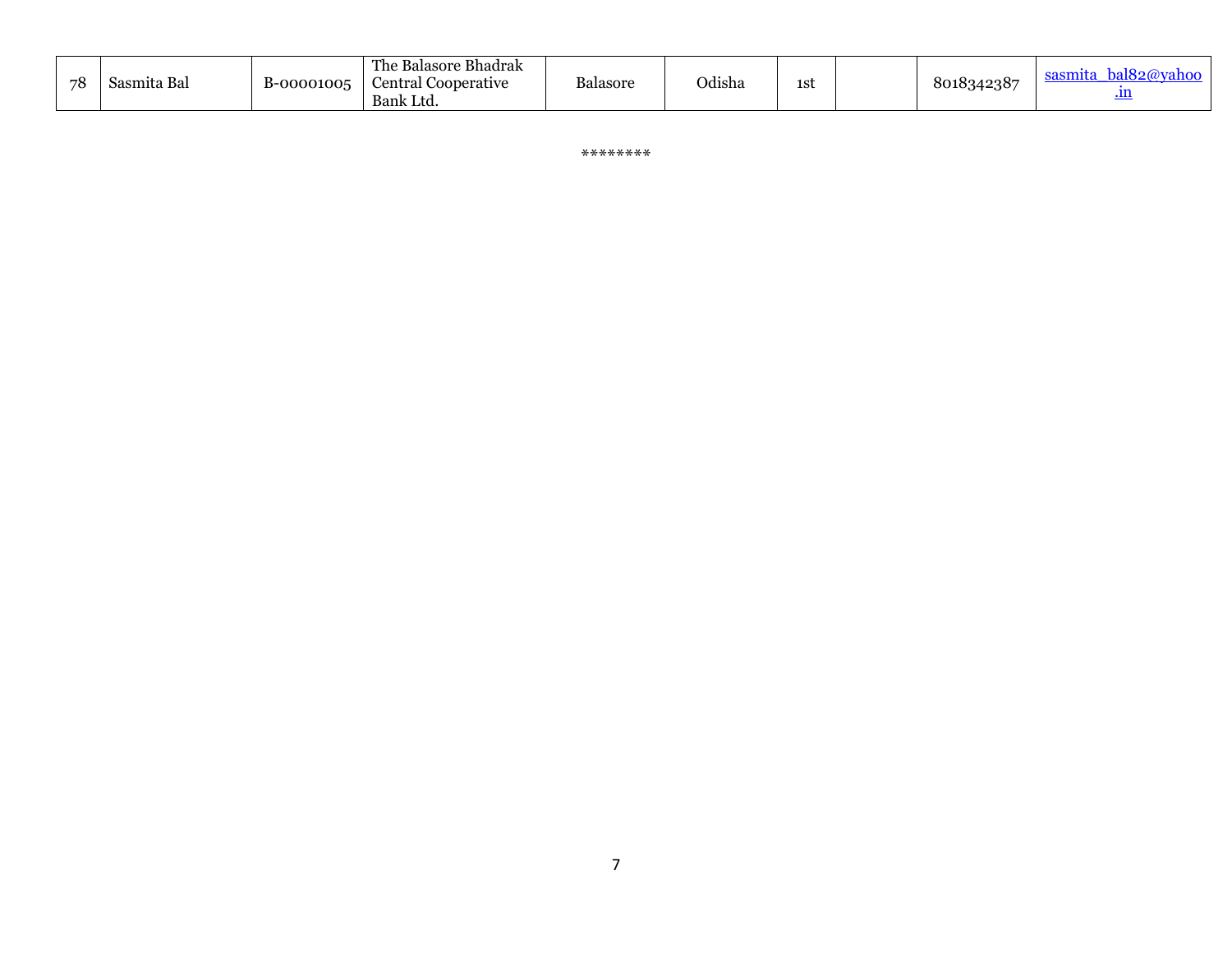| | | | | | | | | | |
|---|---|---|---|---|---|---|---|---|---|
| 78 | Sasmita Bal | B-00001005 | The Balasore Bhadrak Central Cooperative Bank Ltd. | Balasore | Odisha | 1st | | 8018342387 | sasmita_bal82@yahoo.in |

********